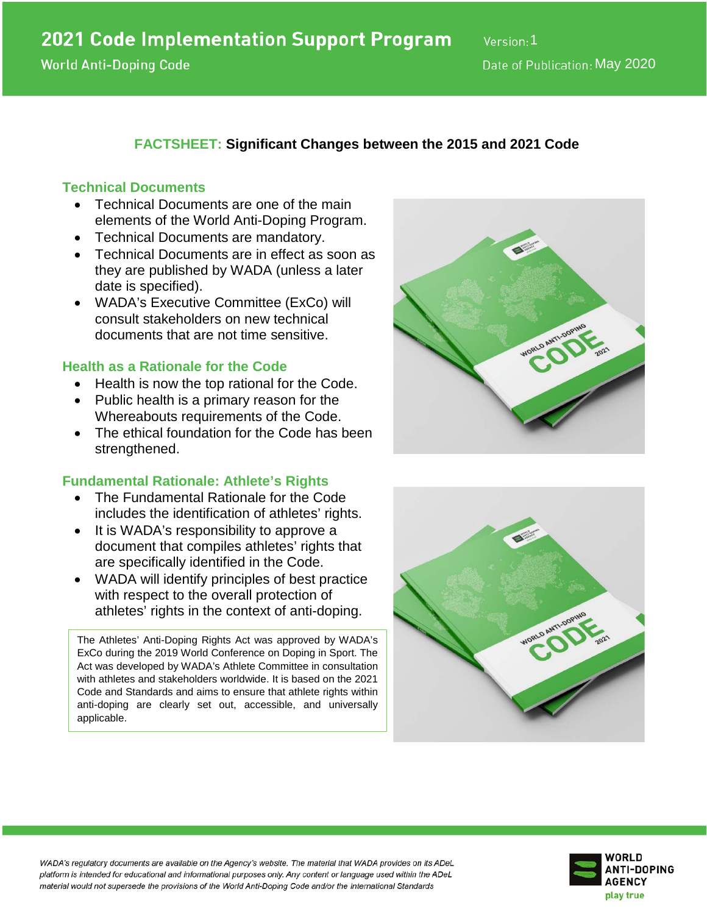# 2021 Code Implementation Support Program

World Anti-Doping Code

Version: 1

Date of Publication: May 2020

## FACTSHEET: Significant Changes between the 2015 and 2021 Code

### Technical Documents

- Technical Documents are one of the main elements of the World Anti-Doping Program.
- Technical Documents are mandatory.
- Technical Documents are in effect as soon as they are published by WADA (unless a later date is specified).
- WADA's Executive Committee (ExCo) will consult stakeholders on new technical documents that are not time sensitive.

### Health as a Rationale for the Code

- Health is now the top rational for the Code.
- Public health is a primary reason for the Whereabouts requirements of the Code.
- The ethical foundation for the Code has been strengthened.

### Fundamental Rationale: Athlete's Rights

- The Fundamental Rationale for the Code includes the identification of athletes' rights.
- It is WADA's responsibility to approve a document that compiles athletes' rights that are specifically identified in the Code.
- WADA will identify principles of best practice with respect to the overall protection of athletes' rights in the context of anti-doping.

> The Athletes' Anti-Doping Rights Act was approved by WADA's ExCo during the 2019 World Conference on Doping in Sport. The Act was developed by WADA's Athlete Committee in consultation with athletes and stakeholders worldwide. It is based on the 2021 Code and Standards and aims to ensure that athlete rights within anti-doping are clearly set out, accessible, and universally applicable.

*WADA's regulatory documents are available on the Agency's website. The material that WADA provides on its ADeL platform is intended for educational and informational purposes only. Any content or language used within the ADeL material would not supersede the provisions of the World Anti-Doping Code and/or the International Standards*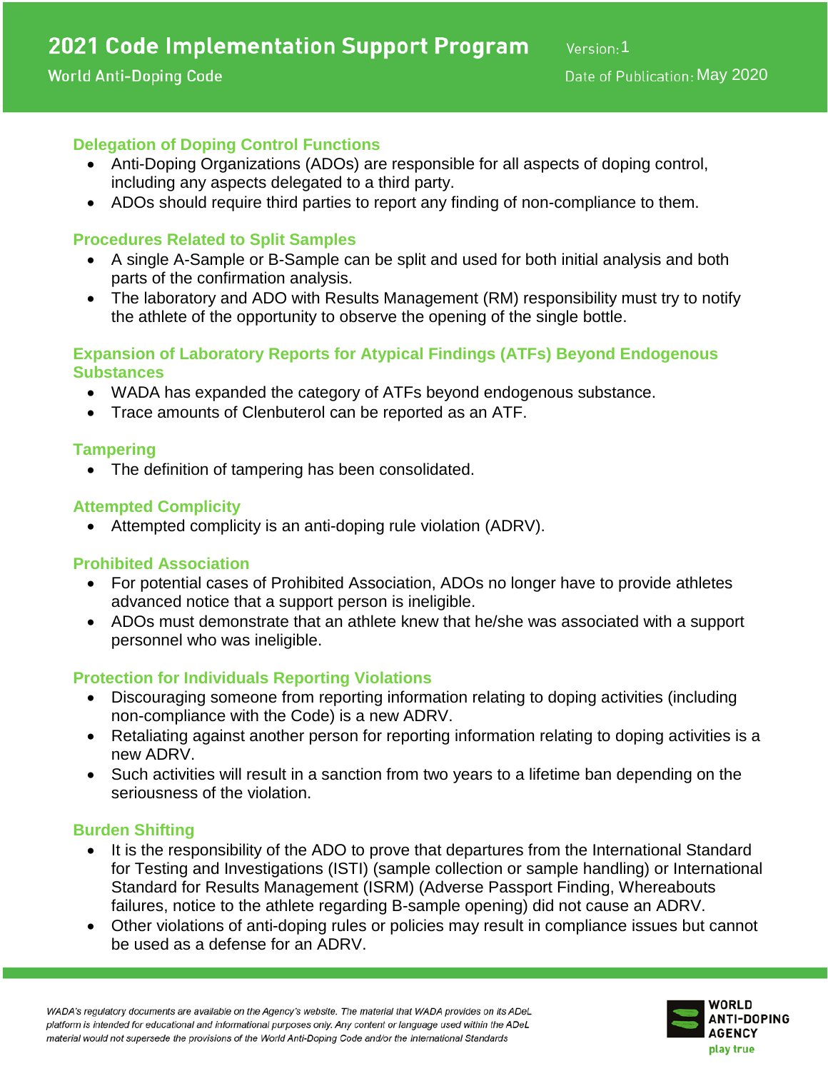### Delegation of Doping Control Functions

- Anti-Doping Organizations (ADOs) are responsible for all aspects of doping control, including any aspects delegated to a third party.
- ADOs should require third parties to report any finding of non-compliance to them.

### Procedures Related to Split Samples

- A single A-Sample or B-Sample can be split and used for both initial analysis and both parts of the confirmation analysis.
- The laboratory and ADO with Results Management (RM) responsibility must try to notify the athlete of the opportunity to observe the opening of the single bottle.

### Expansion of Laboratory Reports for Atypical Findings (ATFs) Beyond Endogenous Substances

- WADA has expanded the category of ATFs beyond endogenous substance.
- Trace amounts of Clenbuterol can be reported as an ATF.

### Tampering

- The definition of tampering has been consolidated.

### Attempted Complicity

- Attempted complicity is an anti-doping rule violation (ADRV).

### Prohibited Association

- For potential cases of Prohibited Association, ADOs no longer have to provide athletes advanced notice that a support person is ineligible.
- ADOs must demonstrate that an athlete knew that he/she was associated with a support personnel who was ineligible.

### Protection for Individuals Reporting Violations

- Discouraging someone from reporting information relating to doping activities (including non-compliance with the Code) is a new ADRV.
- Retaliating against another person for reporting information relating to doping activities is a new ADRV.
- Such activities will result in a sanction from two years to a lifetime ban depending on the seriousness of the violation.

### Burden Shifting

- It is the responsibility of the ADO to prove that departures from the International Standard for Testing and Investigations (ISTI) (sample collection or sample handling) or International Standard for Results Management (ISRM) (Adverse Passport Finding, Whereabouts failures, notice to the athlete regarding B-sample opening) did not cause an ADRV.
- Other violations of anti-doping rules or policies may result in compliance issues but cannot be used as a defense for an ADRV.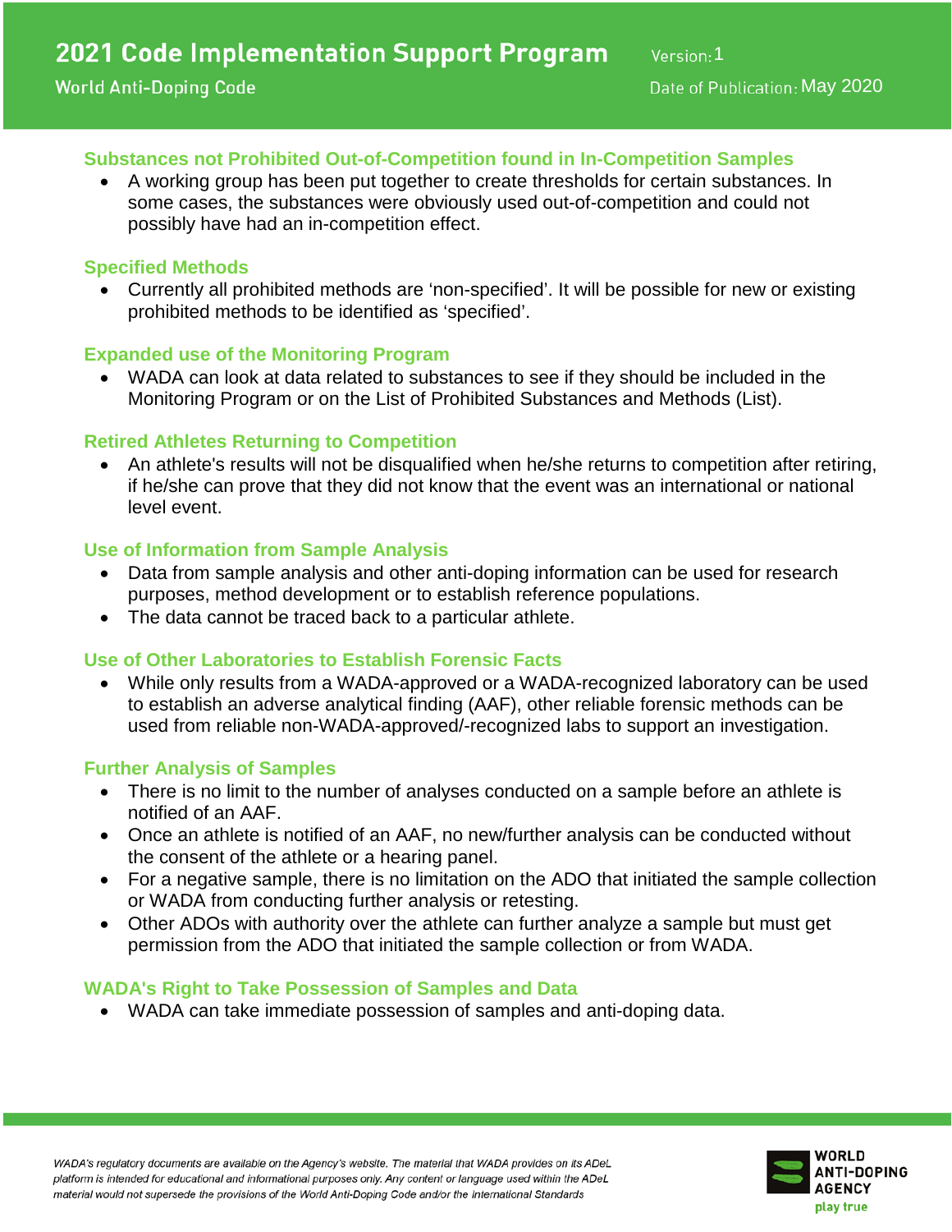## Substances not Prohibited Out-of-Competition found in In-Competition Samples

- A working group has been put together to create thresholds for certain substances. In some cases, the substances were obviously used out-of-competition and could not possibly have had an in-competition effect.

## Specified Methods

- Currently all prohibited methods are 'non-specified'. It will be possible for new or existing prohibited methods to be identified as 'specified'.

## Expanded use of the Monitoring Program

- WADA can look at data related to substances to see if they should be included in the Monitoring Program or on the List of Prohibited Substances and Methods (List).

## Retired Athletes Returning to Competition

- An athlete's results will not be disqualified when he/she returns to competition after retiring, if he/she can prove that they did not know that the event was an international or national level event.

## Use of Information from Sample Analysis

- Data from sample analysis and other anti-doping information can be used for research purposes, method development or to establish reference populations.
- The data cannot be traced back to a particular athlete.

## Use of Other Laboratories to Establish Forensic Facts

- While only results from a WADA-approved or a WADA-recognized laboratory can be used to establish an adverse analytical finding (AAF), other reliable forensic methods can be used from reliable non-WADA-approved/-recognized labs to support an investigation.

## Further Analysis of Samples

- There is no limit to the number of analyses conducted on a sample before an athlete is notified of an AAF.
- Once an athlete is notified of an AAF, no new/further analysis can be conducted without the consent of the athlete or a hearing panel.
- For a negative sample, there is no limitation on the ADO that initiated the sample collection or WADA from conducting further analysis or retesting.
- Other ADOs with authority over the athlete can further analyze a sample but must get permission from the ADO that initiated the sample collection or from WADA.

## WADA's Right to Take Possession of Samples and Data

- WADA can take immediate possession of samples and anti-doping data.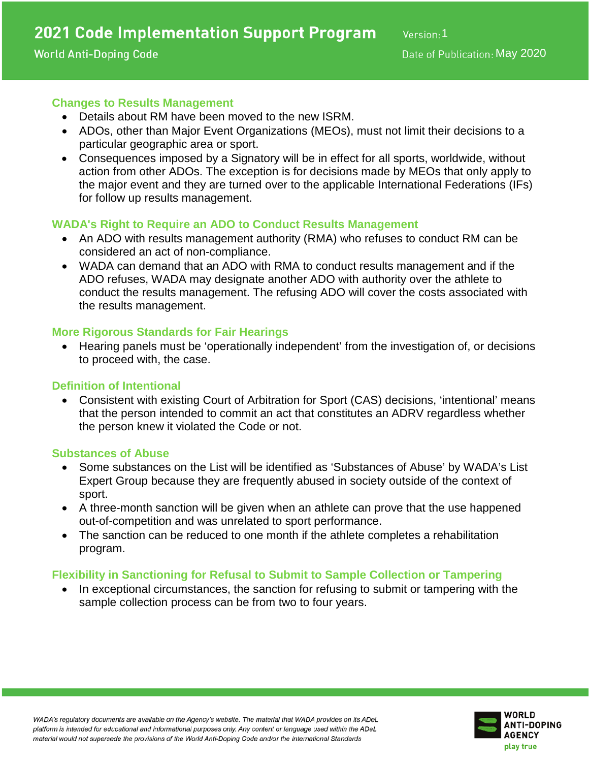## Changes to Results Management

- Details about RM have been moved to the new ISRM.
- ADOs, other than Major Event Organizations (MEOs), must not limit their decisions to a particular geographic area or sport.
- Consequences imposed by a Signatory will be in effect for all sports, worldwide, without action from other ADOs. The exception is for decisions made by MEOs that only apply to the major event and they are turned over to the applicable International Federations (IFs) for follow up results management.

## WADA's Right to Require an ADO to Conduct Results Management

- An ADO with results management authority (RMA) who refuses to conduct RM can be considered an act of non-compliance.
- WADA can demand that an ADO with RMA to conduct results management and if the ADO refuses, WADA may designate another ADO with authority over the athlete to conduct the results management. The refusing ADO will cover the costs associated with the results management.

## More Rigorous Standards for Fair Hearings

- Hearing panels must be 'operationally independent' from the investigation of, or decisions to proceed with, the case.

## Definition of Intentional

- Consistent with existing Court of Arbitration for Sport (CAS) decisions, 'intentional' means that the person intended to commit an act that constitutes an ADRV regardless whether the person knew it violated the Code or not.

## Substances of Abuse

- Some substances on the List will be identified as 'Substances of Abuse' by WADA's List Expert Group because they are frequently abused in society outside of the context of sport.
- A three-month sanction will be given when an athlete can prove that the use happened out-of-competition and was unrelated to sport performance.
- The sanction can be reduced to one month if the athlete completes a rehabilitation program.

## Flexibility in Sanctioning for Refusal to Submit to Sample Collection or Tampering

- In exceptional circumstances, the sanction for refusing to submit or tampering with the sample collection process can be from two to four years.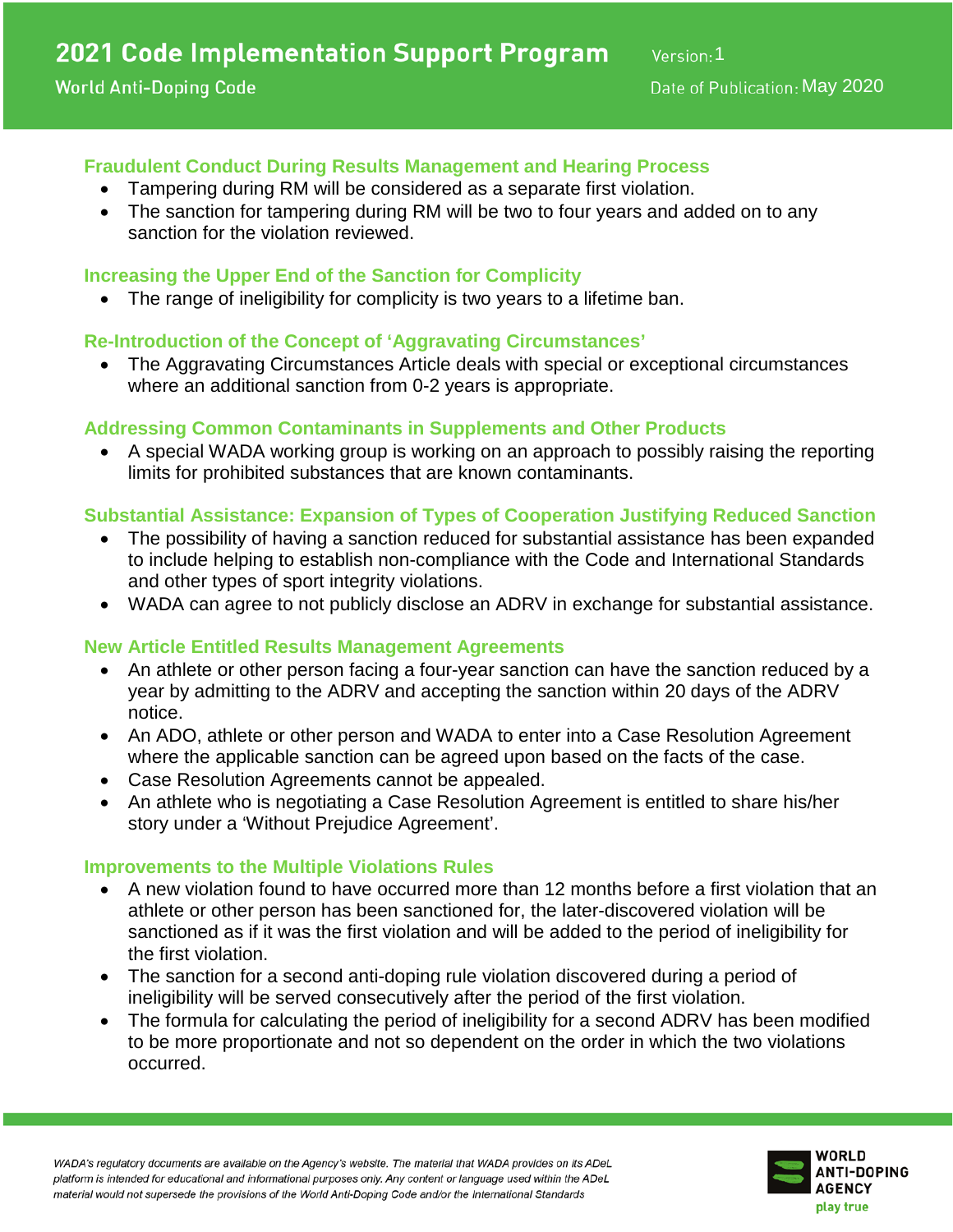### Fraudulent Conduct During Results Management and Hearing Process

- Tampering during RM will be considered as a separate first violation.
- The sanction for tampering during RM will be two to four years and added on to any sanction for the violation reviewed.

### Increasing the Upper End of the Sanction for Complicity

- The range of ineligibility for complicity is two years to a lifetime ban.

### Re-Introduction of the Concept of 'Aggravating Circumstances'

- The Aggravating Circumstances Article deals with special or exceptional circumstances where an additional sanction from 0-2 years is appropriate.

### Addressing Common Contaminants in Supplements and Other Products

- A special WADA working group is working on an approach to possibly raising the reporting limits for prohibited substances that are known contaminants.

### Substantial Assistance: Expansion of Types of Cooperation Justifying Reduced Sanction

- The possibility of having a sanction reduced for substantial assistance has been expanded to include helping to establish non-compliance with the Code and International Standards and other types of sport integrity violations.
- WADA can agree to not publicly disclose an ADRV in exchange for substantial assistance.

### New Article Entitled Results Management Agreements

- An athlete or other person facing a four-year sanction can have the sanction reduced by a year by admitting to the ADRV and accepting the sanction within 20 days of the ADRV notice.
- An ADO, athlete or other person and WADA to enter into a Case Resolution Agreement where the applicable sanction can be agreed upon based on the facts of the case.
- Case Resolution Agreements cannot be appealed.
- An athlete who is negotiating a Case Resolution Agreement is entitled to share his/her story under a 'Without Prejudice Agreement'.

### Improvements to the Multiple Violations Rules

- A new violation found to have occurred more than 12 months before a first violation that an athlete or other person has been sanctioned for, the later-discovered violation will be sanctioned as if it was the first violation and will be added to the period of ineligibility for the first violation.
- The sanction for a second anti-doping rule violation discovered during a period of ineligibility will be served consecutively after the period of the first violation.
- The formula for calculating the period of ineligibility for a second ADRV has been modified to be more proportionate and not so dependent on the order in which the two violations occurred.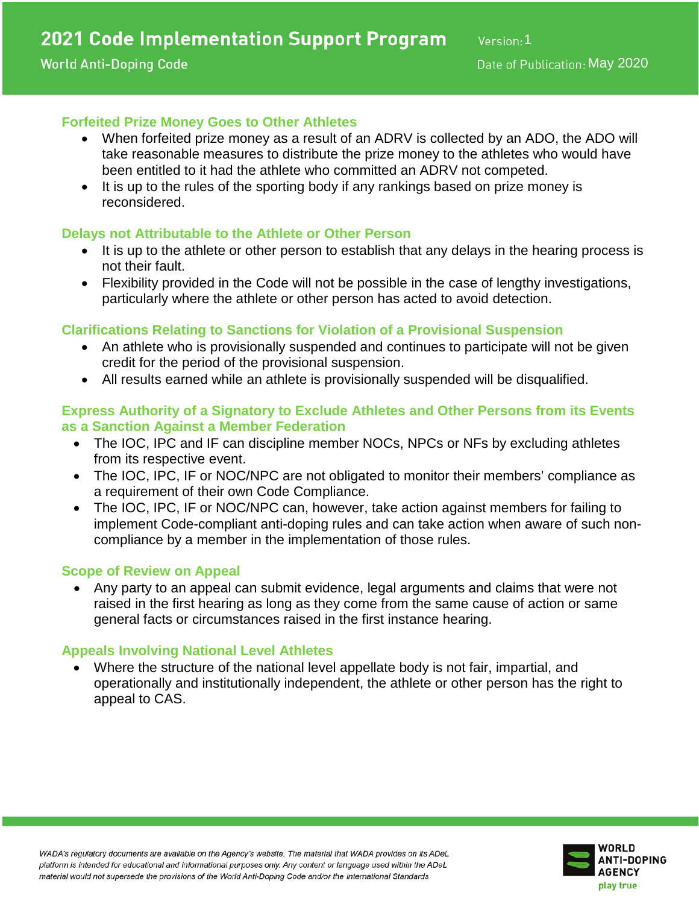### Forfeited Prize Money Goes to Other Athletes

- When forfeited prize money as a result of an ADRV is collected by an ADO, the ADO will take reasonable measures to distribute the prize money to the athletes who would have been entitled to it had the athlete who committed an ADRV not competed.
- It is up to the rules of the sporting body if any rankings based on prize money is reconsidered.

### Delays not Attributable to the Athlete or Other Person

- It is up to the athlete or other person to establish that any delays in the hearing process is not their fault.
- Flexibility provided in the Code will not be possible in the case of lengthy investigations, particularly where the athlete or other person has acted to avoid detection.

### Clarifications Relating to Sanctions for Violation of a Provisional Suspension

- An athlete who is provisionally suspended and continues to participate will not be given credit for the period of the provisional suspension.
- All results earned while an athlete is provisionally suspended will be disqualified.

### Express Authority of a Signatory to Exclude Athletes and Other Persons from its Events as a Sanction Against a Member Federation

- The IOC, IPC and IF can discipline member NOCs, NPCs or NFs by excluding athletes from its respective event.
- The IOC, IPC, IF or NOC/NPC are not obligated to monitor their members' compliance as a requirement of their own Code Compliance.
- The IOC, IPC, IF or NOC/NPC can, however, take action against members for failing to implement Code-compliant anti-doping rules and can take action when aware of such non-compliance by a member in the implementation of those rules.

### Scope of Review on Appeal

- Any party to an appeal can submit evidence, legal arguments and claims that were not raised in the first hearing as long as they come from the same cause of action or same general facts or circumstances raised in the first instance hearing.

### Appeals Involving National Level Athletes

- Where the structure of the national level appellate body is not fair, impartial, and operationally and institutionally independent, the athlete or other person has the right to appeal to CAS.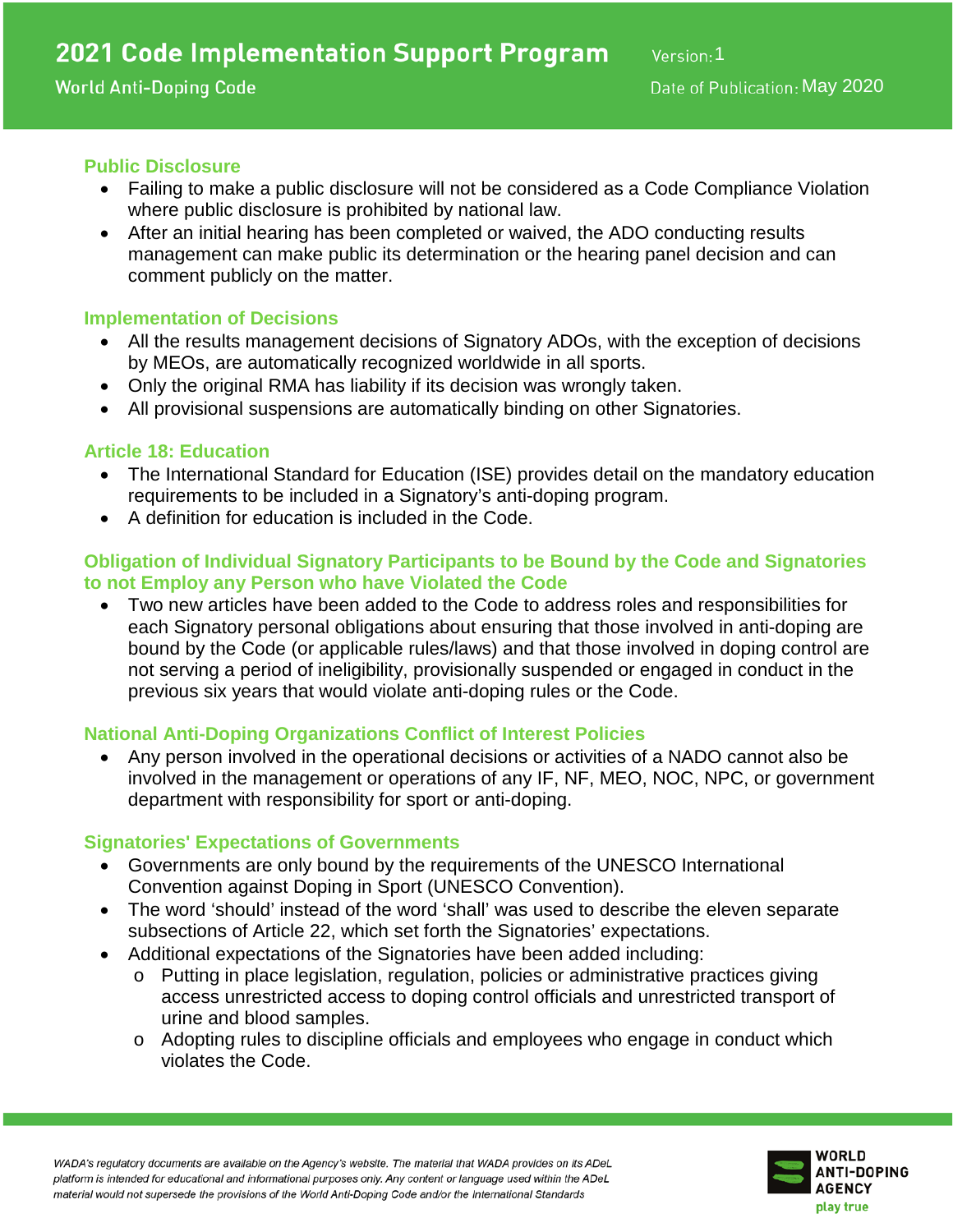### Public Disclosure

- Failing to make a public disclosure will not be considered as a Code Compliance Violation where public disclosure is prohibited by national law.
- After an initial hearing has been completed or waived, the ADO conducting results management can make public its determination or the hearing panel decision and can comment publicly on the matter.

### Implementation of Decisions

- All the results management decisions of Signatory ADOs, with the exception of decisions by MEOs, are automatically recognized worldwide in all sports.
- Only the original RMA has liability if its decision was wrongly taken.
- All provisional suspensions are automatically binding on other Signatories.

### Article 18: Education

- The International Standard for Education (ISE) provides detail on the mandatory education requirements to be included in a Signatory's anti-doping program.
- A definition for education is included in the Code.

### Obligation of Individual Signatory Participants to be Bound by the Code and Signatories to not Employ any Person who have Violated the Code

- Two new articles have been added to the Code to address roles and responsibilities for each Signatory personal obligations about ensuring that those involved in anti-doping are bound by the Code (or applicable rules/laws) and that those involved in doping control are not serving a period of ineligibility, provisionally suspended or engaged in conduct in the previous six years that would violate anti-doping rules or the Code.

### National Anti-Doping Organizations Conflict of Interest Policies

- Any person involved in the operational decisions or activities of a NADO cannot also be involved in the management or operations of any IF, NF, MEO, NOC, NPC, or government department with responsibility for sport or anti-doping.

### Signatories' Expectations of Governments

- Governments are only bound by the requirements of the UNESCO International Convention against Doping in Sport (UNESCO Convention).
- The word 'should' instead of the word 'shall' was used to describe the eleven separate subsections of Article 22, which set forth the Signatories' expectations.
- Additional expectations of the Signatories have been added including:
  - Putting in place legislation, regulation, policies or administrative practices giving access unrestricted access to doping control officials and unrestricted transport of urine and blood samples.
  - Adopting rules to discipline officials and employees who engage in conduct which violates the Code.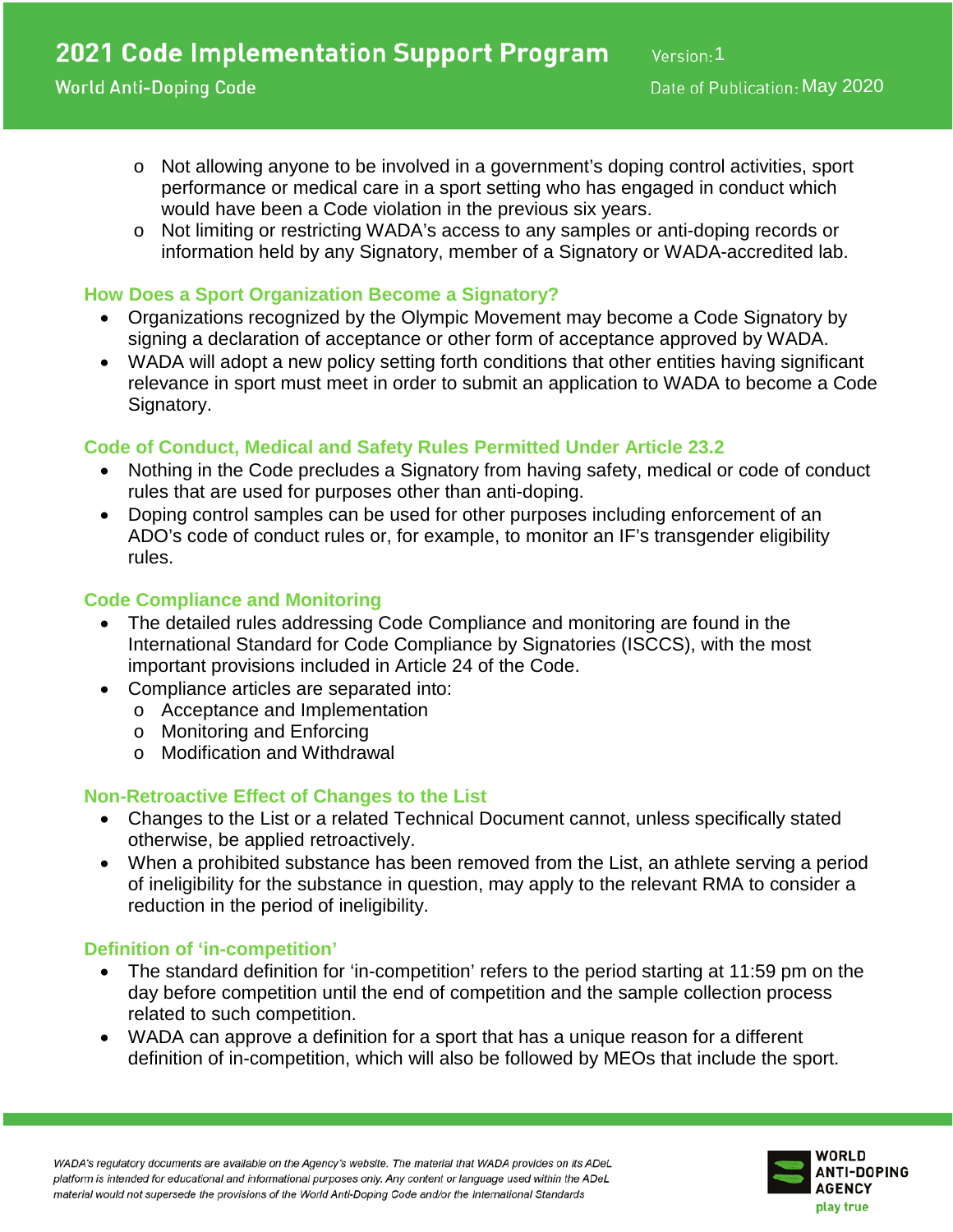- Not allowing anyone to be involved in a government's doping control activities, sport performance or medical care in a sport setting who has engaged in conduct which would have been a Code violation in the previous six years.
- Not limiting or restricting WADA's access to any samples or anti-doping records or information held by any Signatory, member of a Signatory or WADA-accredited lab.

### How Does a Sport Organization Become a Signatory?

- Organizations recognized by the Olympic Movement may become a Code Signatory by signing a declaration of acceptance or other form of acceptance approved by WADA.
- WADA will adopt a new policy setting forth conditions that other entities having significant relevance in sport must meet in order to submit an application to WADA to become a Code Signatory.

### Code of Conduct, Medical and Safety Rules Permitted Under Article 23.2

- Nothing in the Code precludes a Signatory from having safety, medical or code of conduct rules that are used for purposes other than anti-doping.
- Doping control samples can be used for other purposes including enforcement of an ADO's code of conduct rules or, for example, to monitor an IF's transgender eligibility rules.

### Code Compliance and Monitoring

- The detailed rules addressing Code Compliance and monitoring are found in the International Standard for Code Compliance by Signatories (ISCCS), with the most important provisions included in Article 24 of the Code.
- Compliance articles are separated into:
  - Acceptance and Implementation
  - Monitoring and Enforcing
  - Modification and Withdrawal

### Non-Retroactive Effect of Changes to the List

- Changes to the List or a related Technical Document cannot, unless specifically stated otherwise, be applied retroactively.
- When a prohibited substance has been removed from the List, an athlete serving a period of ineligibility for the substance in question, may apply to the relevant RMA to consider a reduction in the period of ineligibility.

### Definition of 'in-competition'

- The standard definition for 'in-competition' refers to the period starting at 11:59 pm on the day before competition until the end of competition and the sample collection process related to such competition.
- WADA can approve a definition for a sport that has a unique reason for a different definition of in-competition, which will also be followed by MEOs that include the sport.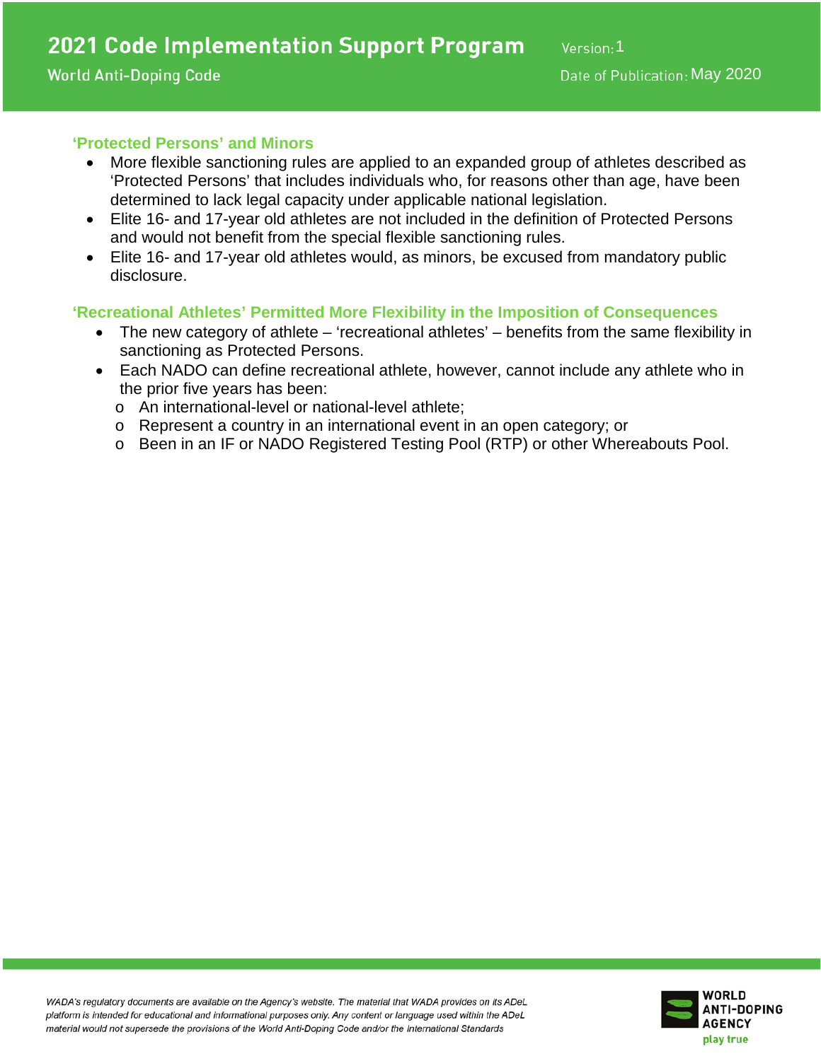### ‘Protected Persons’ and Minors

- More flexible sanctioning rules are applied to an expanded group of athletes described as ‘Protected Persons’ that includes individuals who, for reasons other than age, have been determined to lack legal capacity under applicable national legislation.
- Elite 16- and 17-year old athletes are not included in the definition of Protected Persons and would not benefit from the special flexible sanctioning rules.
- Elite 16- and 17-year old athletes would, as minors, be excused from mandatory public disclosure.

### ‘Recreational Athletes’ Permitted More Flexibility in the Imposition of Consequences

- The new category of athlete – ‘recreational athletes’ – benefits from the same flexibility in sanctioning as Protected Persons.
- Each NADO can define recreational athlete, however, cannot include any athlete who in the prior five years has been:
  - An international-level or national-level athlete;
  - Represent a country in an international event in an open category; or
  - Been in an IF or NADO Registered Testing Pool (RTP) or other Whereabouts Pool.